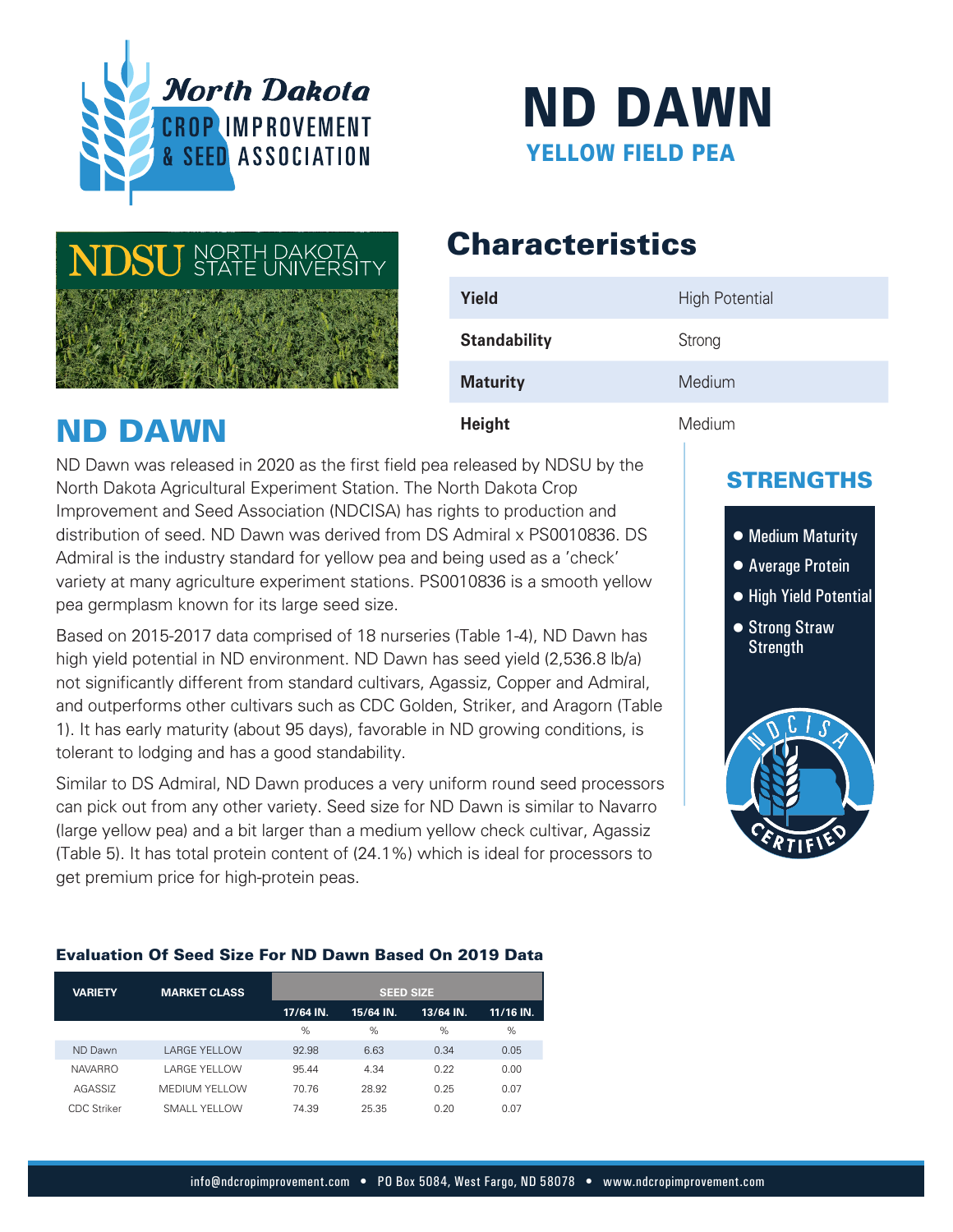North Dakota CROP IMPROVEMENT & SEED ASSOCIATION

# ND DAWN

## YELLOW FIELD PEA

NDSU NORTH DAKOTA STATE UNIVERSITY

## Characteristics

| | |
|---|---|
| **Yield** | High Potential |
| **Standability** | Strong |
| **Maturity** | Medium |
| **Height** | Medium |

## ND DAWN

ND Dawn was released in 2020 as the first field pea released by NDSU by the North Dakota Agricultural Experiment Station. The North Dakota Crop Improvement and Seed Association (NDCISA) has rights to production and distribution of seed. ND Dawn was derived from DS Admiral x PS0010836. DS Admiral is the industry standard for yellow pea and being used as a 'check' variety at many agriculture experiment stations. PS0010836 is a smooth yellow pea germplasm known for its large seed size.

Based on 2015-2017 data comprised of 18 nurseries (Table 1-4), ND Dawn has high yield potential in ND environment. ND Dawn has seed yield (2,536.8 lb/a) not significantly different from standard cultivars, Agassiz, Copper and Admiral, and outperforms other cultivars such as CDC Golden, Striker, and Aragorn (Table 1). It has early maturity (about 95 days), favorable in ND growing conditions, is tolerant to lodging and has a good standability.

Similar to DS Admiral, ND Dawn produces a very uniform round seed processors can pick out from any other variety. Seed size for ND Dawn is similar to Navarro (large yellow pea) and a bit larger than a medium yellow check cultivar, Agassiz (Table 5). It has total protein content of (24.1%) which is ideal for processors to get premium price for high-protein peas.

## STRENGTHS

- Medium Maturity
- Average Protein
- High Yield Potential
- Strong Straw Strength

NDCISA CERTIFIED

### Evaluation Of Seed Size For ND Dawn Based On 2019 Data

| VARIETY | MARKET CLASS | SEED SIZE | | | |
|---|---|---|---|---|---|
| | | 17/64 IN. | 15/64 IN. | 13/64 IN. | 11/16 IN. |
| | | % | % | % | % |
| ND Dawn | LARGE YELLOW | 92.98 | 6.63 | 0.34 | 0.05 |
| NAVARRO | LARGE YELLOW | 95.44 | 4.34 | 0.22 | 0.00 |
| AGASSIZ | MEDIUM YELLOW | 70.76 | 28.92 | 0.25 | 0.07 |
| CDC Striker | SMALL YELLOW | 74.39 | 25.35 | 0.20 | 0.07 |

info@ndcropimprovement.com • PO Box 5084, West Fargo, ND 58078 • www.ndcropimprovement.com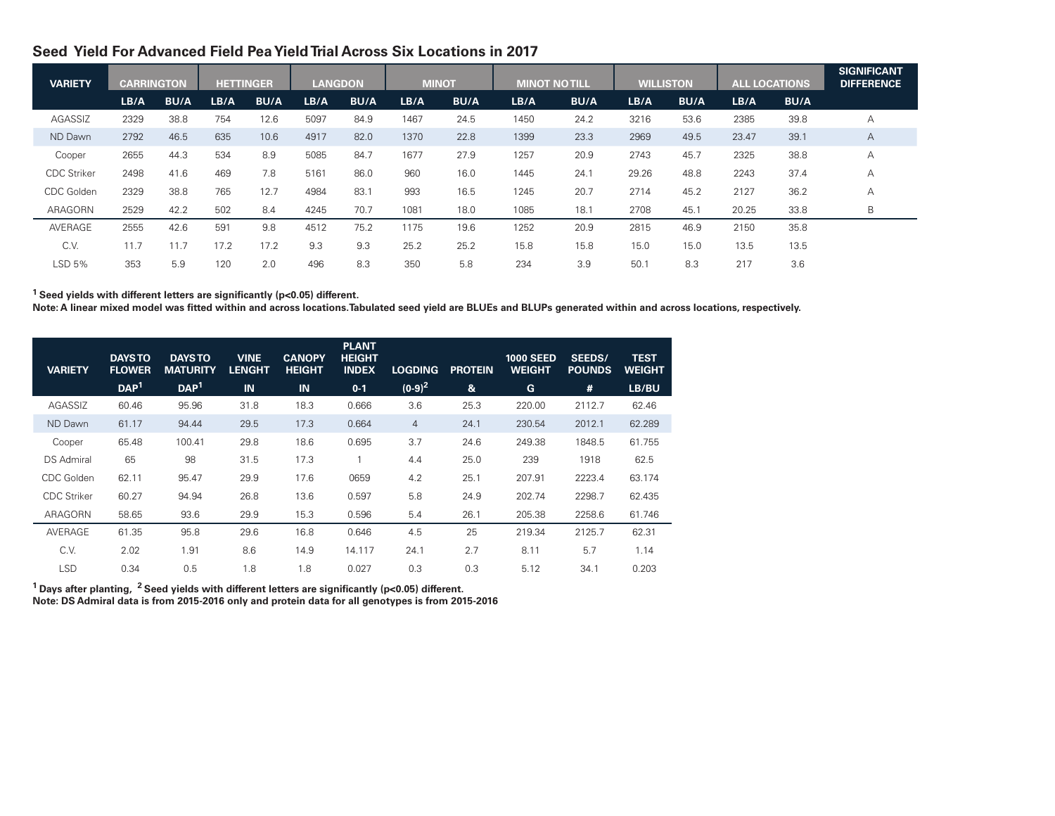## Seed Yield For Advanced Field Pea Yield Trial Across Six Locations in 2017

| VARIETY | CARRINGTON | | HETTINGER | | LANGDON | | MINOT | | MINOT NO TILL | | WILLISTON | | ALL LOCATIONS | | SIGNIFICANT DIFFERENCE |
|---|---|---|---|---|---|---|---|---|---|---|---|---|---|---|---|
| | LB/A | BU/A | LB/A | BU/A | LB/A | BU/A | LB/A | BU/A | LB/A | BU/A | LB/A | BU/A | LB/A | BU/A | |
| AGASSIZ | 2329 | 38.8 | 754 | 12.6 | 5097 | 84.9 | 1467 | 24.5 | 1450 | 24.2 | 3216 | 53.6 | 2385 | 39.8 | A |
| ND Dawn | 2792 | 46.5 | 635 | 10.6 | 4917 | 82.0 | 1370 | 22.8 | 1399 | 23.3 | 2969 | 49.5 | 23.47 | 39.1 | A |
| Cooper | 2655 | 44.3 | 534 | 8.9 | 5085 | 84.7 | 1677 | 27.9 | 1257 | 20.9 | 2743 | 45.7 | 2325 | 38.8 | A |
| CDC Striker | 2498 | 41.6 | 469 | 7.8 | 5161 | 86.0 | 960 | 16.0 | 1445 | 24.1 | 29.26 | 48.8 | 2243 | 37.4 | A |
| CDC Golden | 2329 | 38.8 | 765 | 12.7 | 4984 | 83.1 | 993 | 16.5 | 1245 | 20.7 | 2714 | 45.2 | 2127 | 36.2 | A |
| ARAGORN | 2529 | 42.2 | 502 | 8.4 | 4245 | 70.7 | 1081 | 18.0 | 1085 | 18.1 | 2708 | 45.1 | 20.25 | 33.8 | B |
| AVERAGE | 2555 | 42.6 | 591 | 9.8 | 4512 | 75.2 | 1175 | 19.6 | 1252 | 20.9 | 2815 | 46.9 | 2150 | 35.8 | |
| C.V. | 11.7 | 11.7 | 17.2 | 17.2 | 9.3 | 9.3 | 25.2 | 25.2 | 15.8 | 15.8 | 15.0 | 15.0 | 13.5 | 13.5 | |
| LSD 5% | 353 | 5.9 | 120 | 2.0 | 496 | 8.3 | 350 | 5.8 | 234 | 3.9 | 50.1 | 8.3 | 217 | 3.6 | |

**[1] Seed yields with different letters are significantly (p<0.05) different.**
**Note: A linear mixed model was fitted within and across locations. Tabulated seed yield are BLUEs and BLUPs generated within and across locations, respectively.**

| VARIETY | DAYS TO FLOWER | DAYS TO MATURITY | VINE LENGHT | CANOPY HEIGHT | PLANT HEIGHT INDEX | LOGDING | PROTEIN | 1000 SEED WEIGHT | SEEDS/ POUNDS | TEST WEIGHT |
|---|---|---|---|---|---|---|---|---|---|---|
| | DAP[1] | DAP[1] | IN | IN | 0-1 | (0-9)[2] | & | G | # | LB/BU |
| AGASSIZ | 60.46 | 95.96 | 31.8 | 18.3 | 0.666 | 3.6 | 25.3 | 220.00 | 2112.7 | 62.46 |
| ND Dawn | 61.17 | 94.44 | 29.5 | 17.3 | 0.664 | 4 | 24.1 | 230.54 | 2012.1 | 62.289 |
| Cooper | 65.48 | 100.41 | 29.8 | 18.6 | 0.695 | 3.7 | 24.6 | 249.38 | 1848.5 | 61.755 |
| DS Admiral | 65 | 98 | 31.5 | 17.3 | 1 | 4.4 | 25.0 | 239 | 1918 | 62.5 |
| CDC Golden | 62.11 | 95.47 | 29.9 | 17.6 | 0659 | 4.2 | 25.1 | 207.91 | 2223.4 | 63.174 |
| CDC Striker | 60.27 | 94.94 | 26.8 | 13.6 | 0.597 | 5.8 | 24.9 | 202.74 | 2298.7 | 62.435 |
| ARAGORN | 58.65 | 93.6 | 29.9 | 15.3 | 0.596 | 5.4 | 26.1 | 205.38 | 2258.6 | 61.746 |
| AVERAGE | 61.35 | 95.8 | 29.6 | 16.8 | 0.646 | 4.5 | 25 | 219.34 | 2125.7 | 62.31 |
| C.V. | 2.02 | 1.91 | 8.6 | 14.9 | 14.117 | 24.1 | 2.7 | 8.11 | 5.7 | 1.14 |
| LSD | 0.34 | 0.5 | 1.8 | 1.8 | 0.027 | 0.3 | 0.3 | 5.12 | 34.1 | 0.203 |

**[1] Days after planting, [2] Seed yields with different letters are significantly (p<0.05) different.**
**Note: DS Admiral data is from 2015-2016 only and protein data for all genotypes is from 2015-2016**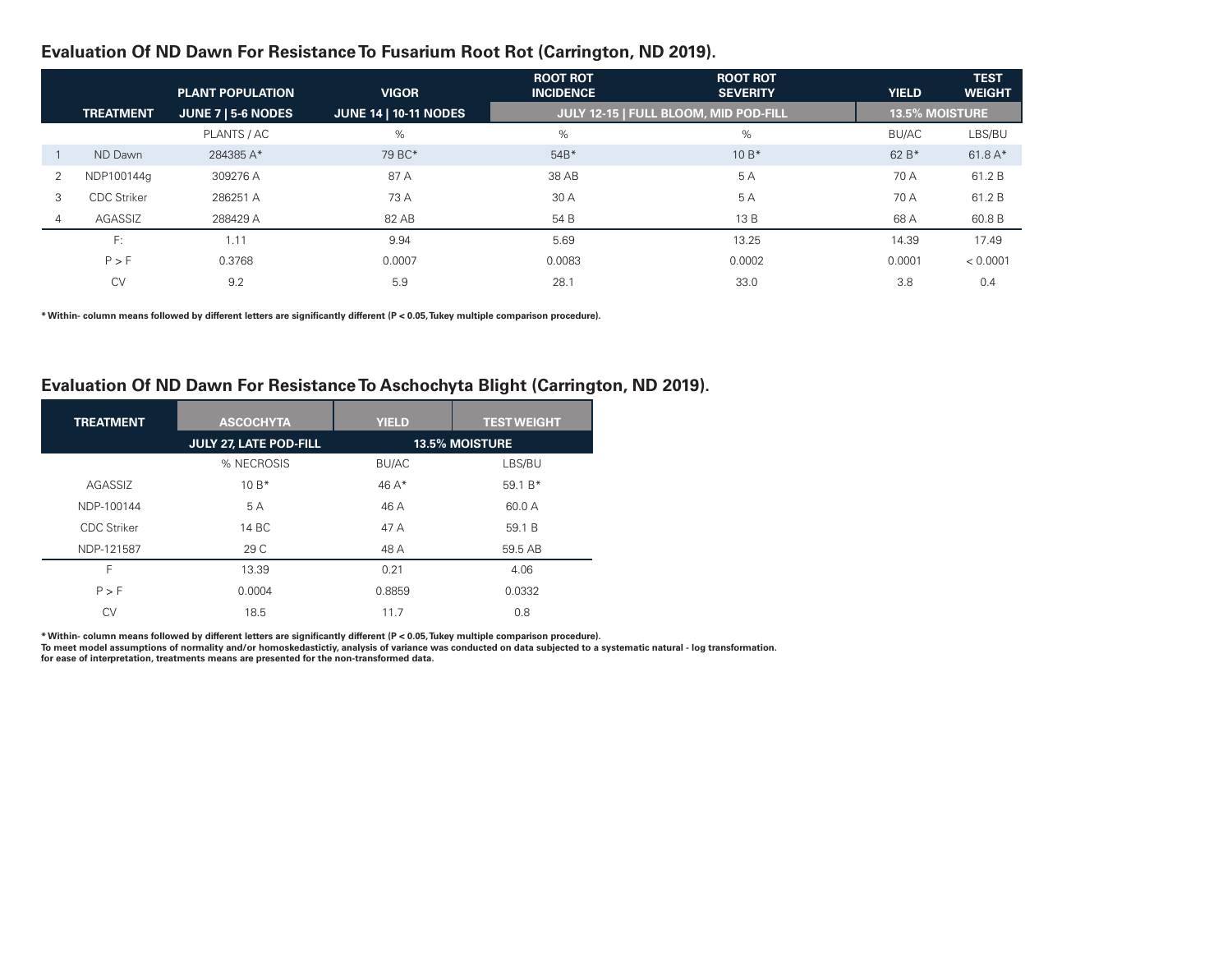## Evaluation Of ND Dawn For Resistance To Fusarium Root Rot (Carrington, ND 2019).

| | TREATMENT | PLANT POPULATION | VIGOR | ROOT ROT INCIDENCE | ROOT ROT SEVERITY | YIELD | TEST WEIGHT |
|---|---|---|---|---|---|---|---|
| | | JUNE 7 \| 5-6 NODES | JUNE 14 \| 10-11 NODES | JULY 12-15 \| FULL BLOOM, MID POD-FILL | | 13.5% MOISTURE | |
| | | PLANTS / AC | % | % | % | BU/AC | LBS/BU |
| 1 | ND Dawn | 284385 A* | 79 BC* | 54B* | 10 B* | 62 B* | 61.8 A* |
| 2 | NDP100144g | 309276 A | 87 A | 38 AB | 5 A | 70 A | 61.2 B |
| 3 | CDC Striker | 286251 A | 73 A | 30 A | 5 A | 70 A | 61.2 B |
| 4 | AGASSIZ | 288429 A | 82 AB | 54 B | 13 B | 68 A | 60.8 B |
| | F: | 1.11 | 9.94 | 5.69 | 13.25 | 14.39 | 17.49 |
| | P > F | 0.3768 | 0.0007 | 0.0083 | 0.0002 | 0.0001 | < 0.0001 |
| | CV | 9.2 | 5.9 | 28.1 | 33.0 | 3.8 | 0.4 |

**\* Within- column means followed by different letters are significantly different (P < 0.05, Tukey multiple comparison procedure).**

## Evaluation Of ND Dawn For Resistance To Aschochyta Blight (Carrington, ND 2019).

| TREATMENT | ASCOCHYTA | YIELD | TEST WEIGHT |
|---|---|---|---|
| | JULY 27, LATE POD-FILL | 13.5% MOISTURE | |
| | % NECROSIS | BU/AC | LBS/BU |
| AGASSIZ | 10 B* | 46 A* | 59.1 B* |
| NDP-100144 | 5 A | 46 A | 60.0 A |
| CDC Striker | 14 BC | 47 A | 59.1 B |
| NDP-121587 | 29 C | 48 A | 59.5 AB |
| F | 13.39 | 0.21 | 4.06 |
| P > F | 0.0004 | 0.8859 | 0.0332 |
| CV | 18.5 | 11.7 | 0.8 |

**\* Within- column means followed by different letters are significantly different (P < 0.05, Tukey multiple comparison procedure).**
**To meet model assumptions of normality and/or homoskedastictiy, analysis of variance was conducted on data subjected to a systematic natural - log transformation.**
**for ease of interpretation, treatments means are presented for the non-transformed data.**